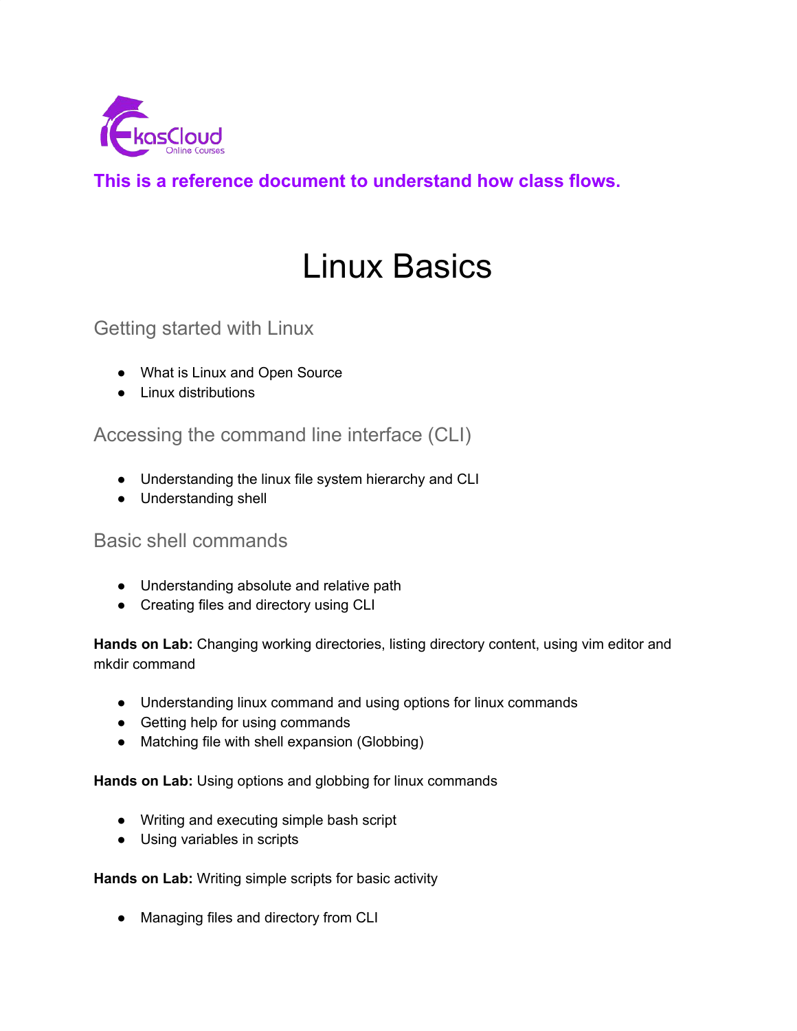**This is a reference document to understand how class flows.**

# Linux Basics

## Getting started with Linux

- What is Linux and Open Source
- Linux distributions

## Accessing the command line interface (CLI)

- Understanding the linux file system hierarchy and CLI
- Understanding shell

## Basic shell commands

- Understanding absolute and relative path
- Creating files and directory using CLI

**Hands on Lab:** Changing working directories, listing directory content, using vim editor and mkdir command

- Understanding linux command and using options for linux commands
- Getting help for using commands
- Matching file with shell expansion (Globbing)

**Hands on Lab:** Using options and globbing for linux commands

- Writing and executing simple bash script
- Using variables in scripts

**Hands on Lab:** Writing simple scripts for basic activity

- Managing files and directory from CLI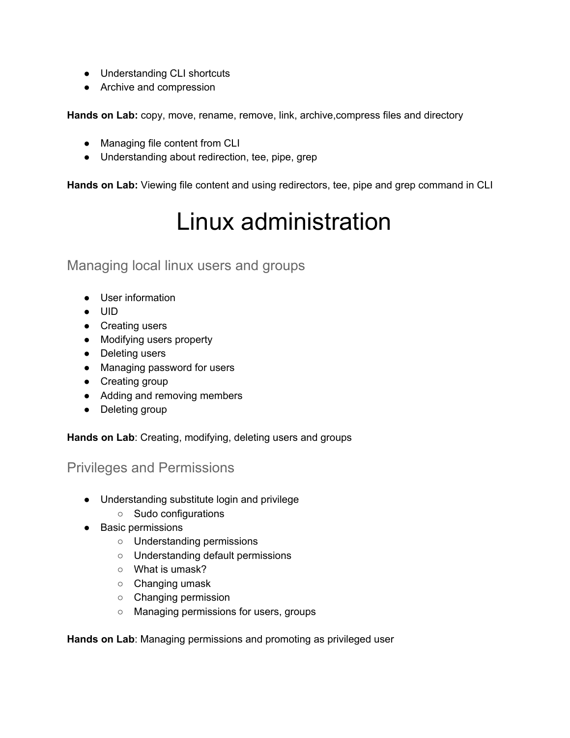- Understanding CLI shortcuts
- Archive and compression

**Hands on Lab:** copy, move, rename, remove, link, archive,compress files and directory

- Managing file content from CLI
- Understanding about redirection, tee, pipe, grep

**Hands on Lab:** Viewing file content and using redirectors, tee, pipe and grep command in CLI

# Linux administration

## Managing local linux users and groups

- User information
- UID
- Creating users
- Modifying users property
- Deleting users
- Managing password for users
- Creating group
- Adding and removing members
- Deleting group

**Hands on Lab**: Creating, modifying, deleting users and groups

## Privileges and Permissions

- Understanding substitute login and privilege
  - Sudo configurations
- Basic permissions
  - Understanding permissions
  - Understanding default permissions
  - What is umask?
  - Changing umask
  - Changing permission
  - Managing permissions for users, groups

**Hands on Lab**: Managing permissions and promoting as privileged user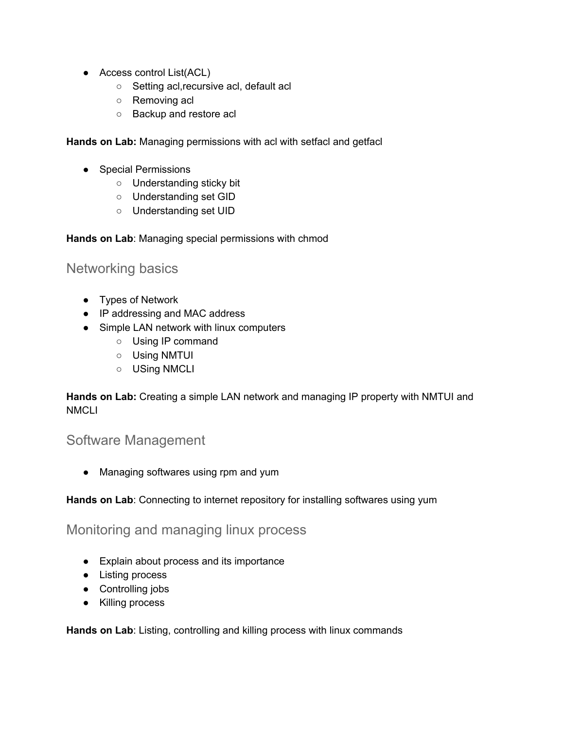- Access control List(ACL)
    - Setting acl,recursive acl, default acl
    - Removing acl
    - Backup and restore acl

**Hands on Lab:** Managing permissions with acl with setfacl and getfacl

- Special Permissions
    - Understanding sticky bit
    - Understanding set GID
    - Understanding set UID

**Hands on Lab**: Managing special permissions with chmod

## Networking basics

- Types of Network
- IP addressing and MAC address
- Simple LAN network with linux computers
    - Using IP command
    - Using NMTUI
    - USing NMCLI

**Hands on Lab:** Creating a simple LAN network and managing IP property with NMTUI and NMCLI

## Software Management

- Managing softwares using rpm and yum

**Hands on Lab**: Connecting to internet repository for installing softwares using yum

## Monitoring and managing linux process

- Explain about process and its importance
- Listing process
- Controlling jobs
- Killing process

**Hands on Lab**: Listing, controlling and killing process with linux commands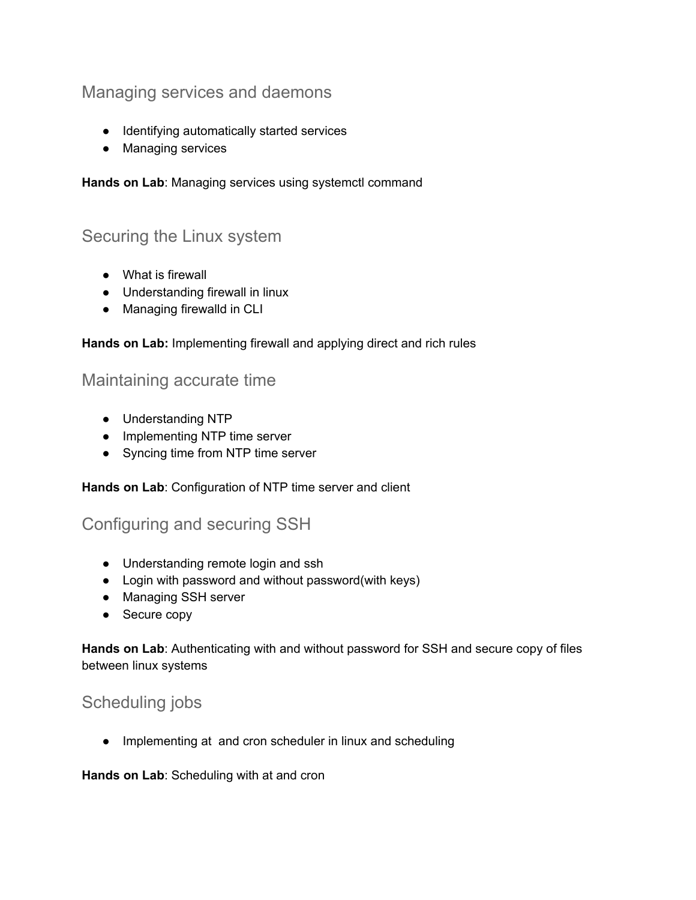## Managing services and daemons

- Identifying automatically started services
- Managing services

**Hands on Lab**: Managing services using systemctl command

## Securing the Linux system

- What is firewall
- Understanding firewall in linux
- Managing firewalld in CLI

**Hands on Lab:** Implementing firewall and applying direct and rich rules

## Maintaining accurate time

- Understanding NTP
- Implementing NTP time server
- Syncing time from NTP time server

**Hands on Lab**: Configuration of NTP time server and client

## Configuring and securing SSH

- Understanding remote login and ssh
- Login with password and without password(with keys)
- Managing SSH server
- Secure copy

**Hands on Lab**: Authenticating with and without password for SSH and secure copy of files between linux systems

## Scheduling jobs

- Implementing at  and cron scheduler in linux and scheduling

**Hands on Lab**: Scheduling with at and cron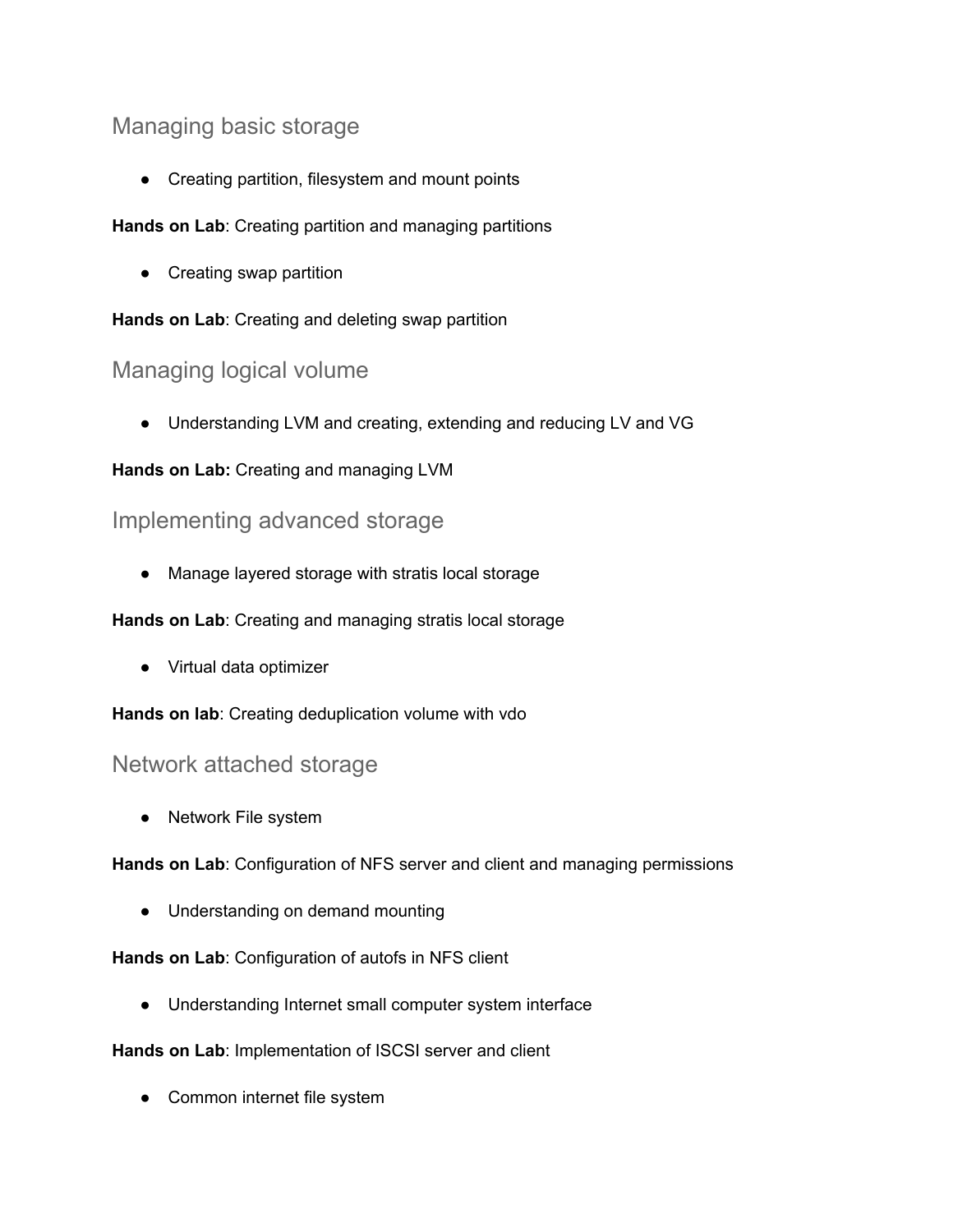## Managing basic storage

- Creating partition, filesystem and mount points

**Hands on Lab**: Creating partition and managing partitions

- Creating swap partition

**Hands on Lab**: Creating and deleting swap partition

## Managing logical volume

- Understanding LVM and creating, extending and reducing LV and VG

**Hands on Lab:** Creating and managing LVM

## Implementing advanced storage

- Manage layered storage with stratis local storage

**Hands on Lab**: Creating and managing stratis local storage

- Virtual data optimizer

**Hands on lab**: Creating deduplication volume with vdo

## Network attached storage

- Network File system

**Hands on Lab**: Configuration of NFS server and client and managing permissions

- Understanding on demand mounting

**Hands on Lab**: Configuration of autofs in NFS client

- Understanding Internet small computer system interface

**Hands on Lab**: Implementation of ISCSI server and client

- Common internet file system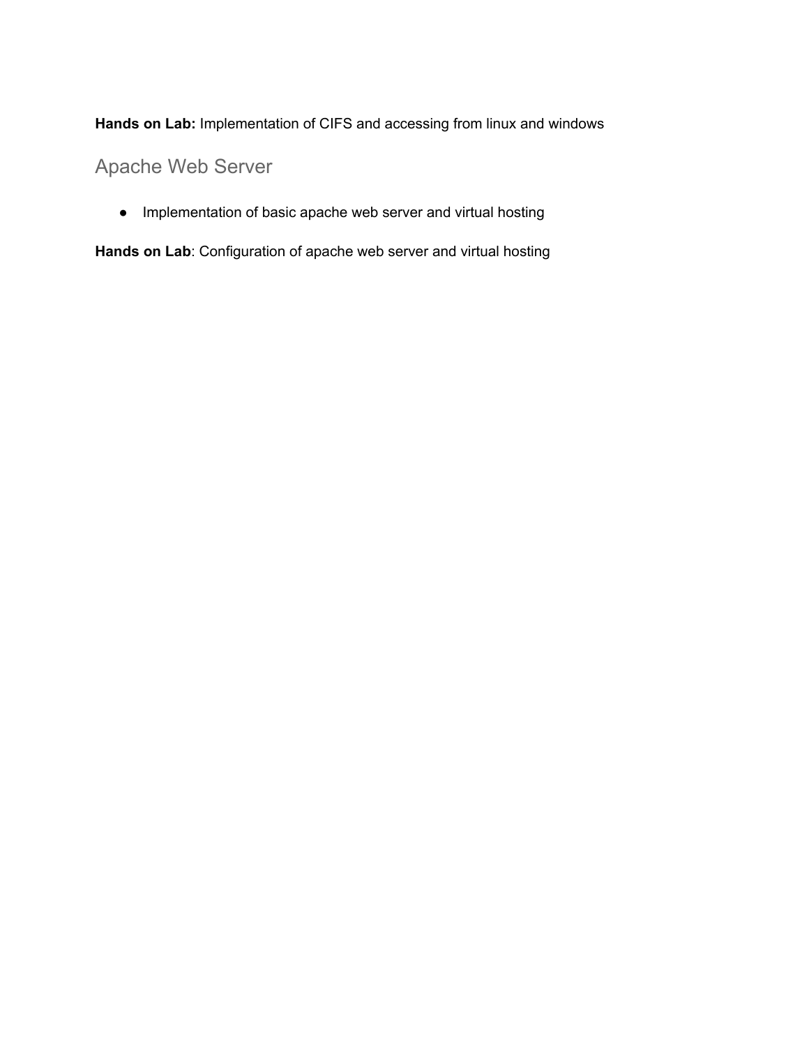**Hands on Lab:** Implementation of CIFS and accessing from linux and windows

## Apache Web Server

- Implementation of basic apache web server and virtual hosting

**Hands on Lab**: Configuration of apache web server and virtual hosting